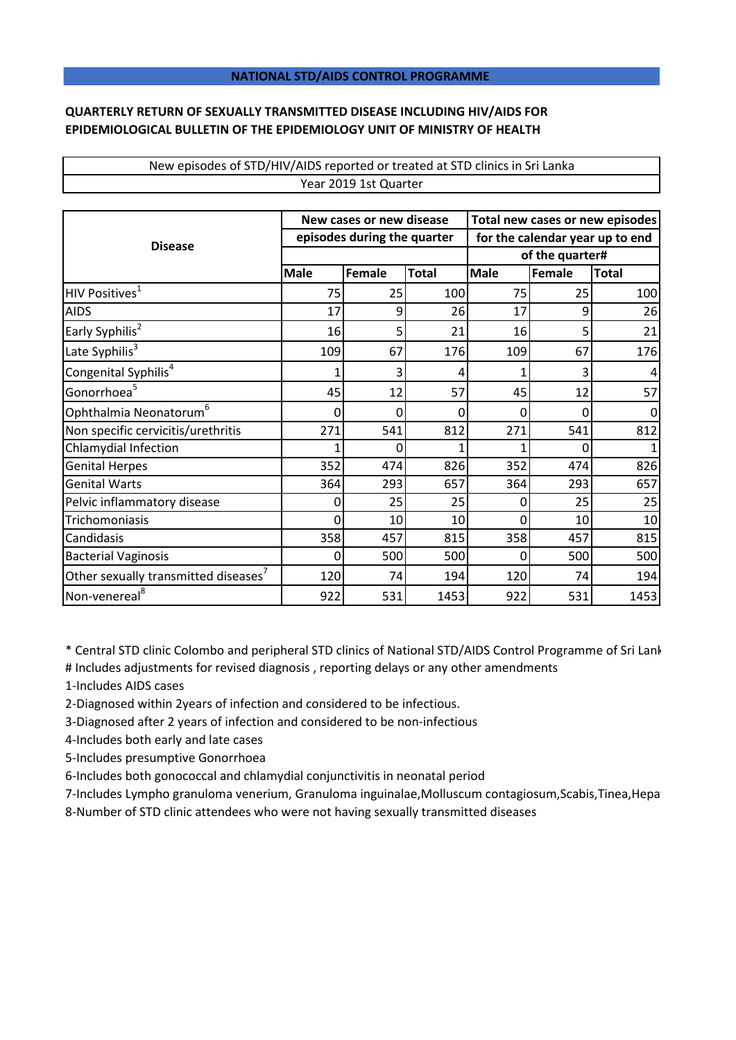**NATIONAL STD/AIDS CONTROL PROGRAMME**

**QUARTERLY RETURN OF SEXUALLY TRANSMITTED DISEASE INCLUDING HIV/AIDS FOR EPIDEMIOLOGICAL BULLETIN OF THE EPIDEMIOLOGY UNIT OF MINISTRY OF HEALTH**

New episodes of STD/HIV/AIDS reported or treated at STD clinics in Sri Lanka

Year 2019 1st Quarter

| Disease | New cases or new disease episodes during the quarter | | | Total new cases or new episodes for the calendar year up to end of the quarter# | | |
|---|---|---|---|---|---|---|
| | Male | Female | Total | Male | Female | Total |
| HIV Positives[1] | 75 | 25 | 100 | 75 | 25 | 100 |
| AIDS | 17 | 9 | 26 | 17 | 9 | 26 |
| Early Syphilis[2] | 16 | 5 | 21 | 16 | 5 | 21 |
| Late Syphilis[3] | 109 | 67 | 176 | 109 | 67 | 176 |
| Congenital Syphilis[4] | 1 | 3 | 4 | 1 | 3 | 4 |
| Gonorrhoea[5] | 45 | 12 | 57 | 45 | 12 | 57 |
| Ophthalmia Neonatorum[6] | 0 | 0 | 0 | 0 | 0 | 0 |
| Non specific cervicitis/urethritis | 271 | 541 | 812 | 271 | 541 | 812 |
| Chlamydial Infection | 1 | 0 | 1 | 1 | 0 | 1 |
| Genital Herpes | 352 | 474 | 826 | 352 | 474 | 826 |
| Genital Warts | 364 | 293 | 657 | 364 | 293 | 657 |
| Pelvic inflammatory disease | 0 | 25 | 25 | 0 | 25 | 25 |
| Trichomoniasis | 0 | 10 | 10 | 0 | 10 | 10 |
| Candidasis | 358 | 457 | 815 | 358 | 457 | 815 |
| Bacterial Vaginosis | 0 | 500 | 500 | 0 | 500 | 500 |
| Other sexually transmitted diseases[7] | 120 | 74 | 194 | 120 | 74 | 194 |
| Non-venereal[8] | 922 | 531 | 1453 | 922 | 531 | 1453 |

* Central STD clinic Colombo and peripheral STD clinics of National STD/AIDS Control Programme of Sri Lank

# Includes adjustments for revised diagnosis , reporting delays or any other amendments

1-Includes AIDS cases

2-Diagnosed within 2years of infection and considered to be infectious.

3-Diagnosed after 2 years of infection and considered to be non-infectious

4-Includes both early and late cases

5-Includes presumptive Gonorrhoea

6-Includes both gonococcal and chlamydial conjunctivitis in neonatal period

7-Includes Lympho granuloma venerium, Granuloma inguinalae,Molluscum contagiosum,Scabis,Tinea,Hepa

8-Number of STD clinic attendees who were not having sexually transmitted diseases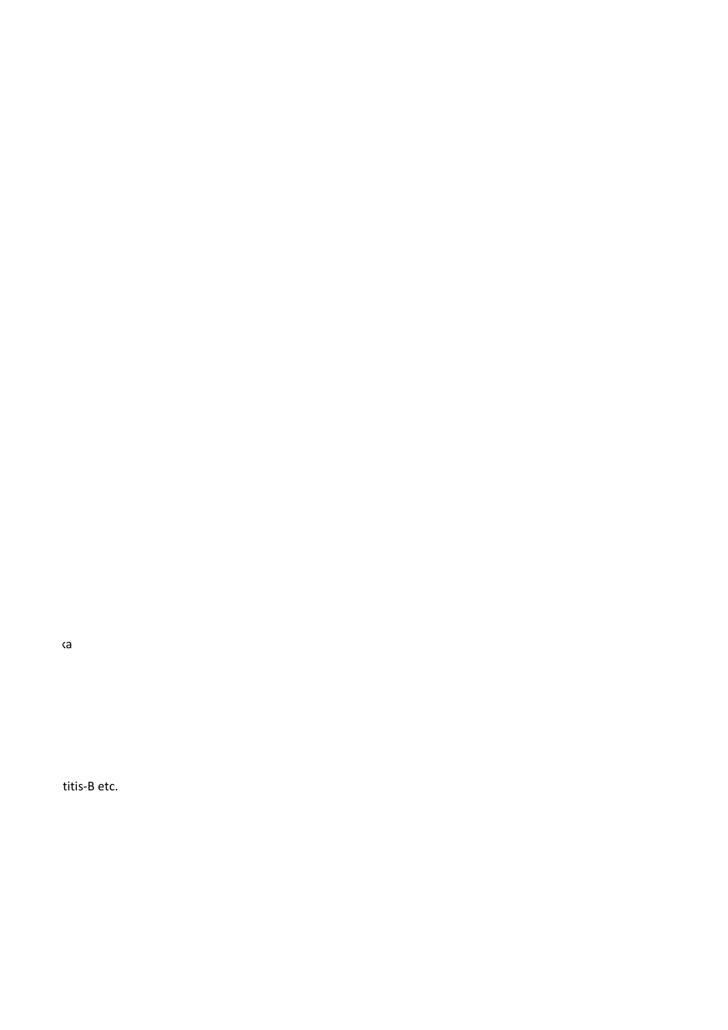ka

titis-B etc.